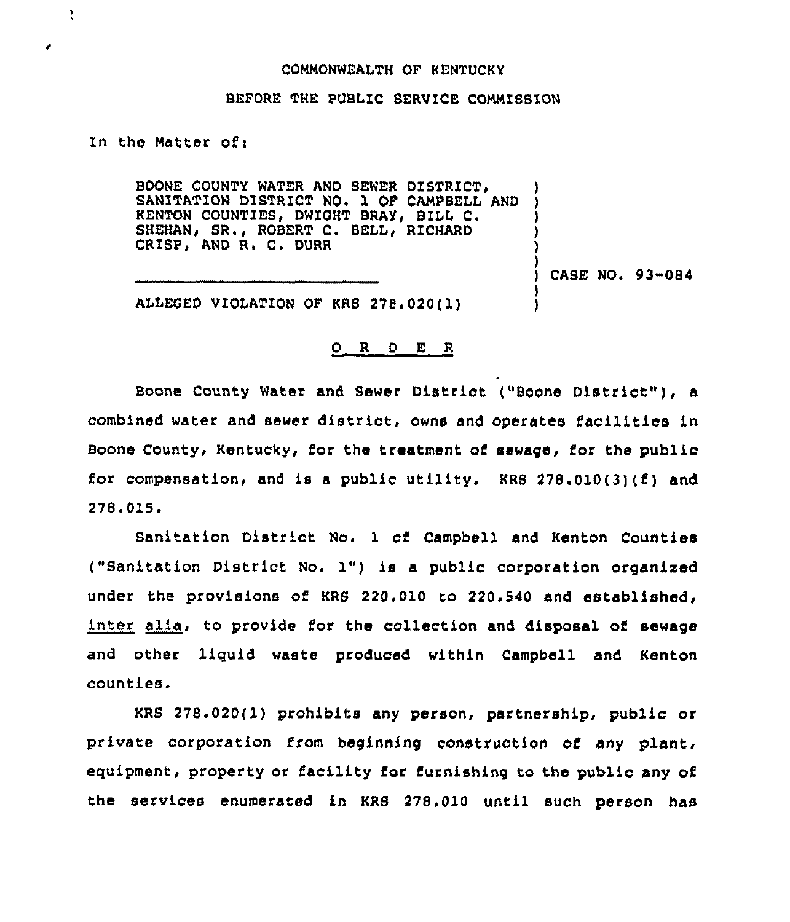COMMONWEALTH OF KENTUCKY

BEFORE THE PUBLIC SERVICE COMMISSION

In the Matter of:

BOONE COUNTY WATER AND SEWER DISTRICT, SANITATION DISTRICT NO. 1 OF CAMPBELL AND KENTON COUNTIES, DWIGHT BRAY, BILL C. SHEHAN, SR., ROBERT C. BELL, RICHARD CRISP, AND R. C. DURR

ALLEGED VIOLATION OF KRS 278.020(1)

CASE NO. 93-084

## O R D E R

Boone County Water and Sewer District ("Boone District"), a combined water and sewer district, owns and operates facilities in Boone County, Kentucky, for the treatment of sewage, for the public for compensation, and is a public utility. KRS 278.010(3)(f) and 278.015.

Sanitation District No. 1 of Campbell and Kenton Counties ("Sanitation District No. 1") is a public corporation organized under the provisions of KRS 220.010 to 220.540 and established, *inter alia*, to provide for the collection and disposal of sewage and other liquid waste produced within Campbell and Kenton counties.

KRS 278.020(1) prohibits any person, partnership, public or private corporation from beginning construction of any plant, equipment, property or facility for furnishing to the public any of the services enumerated in KRS 278.010 until such person has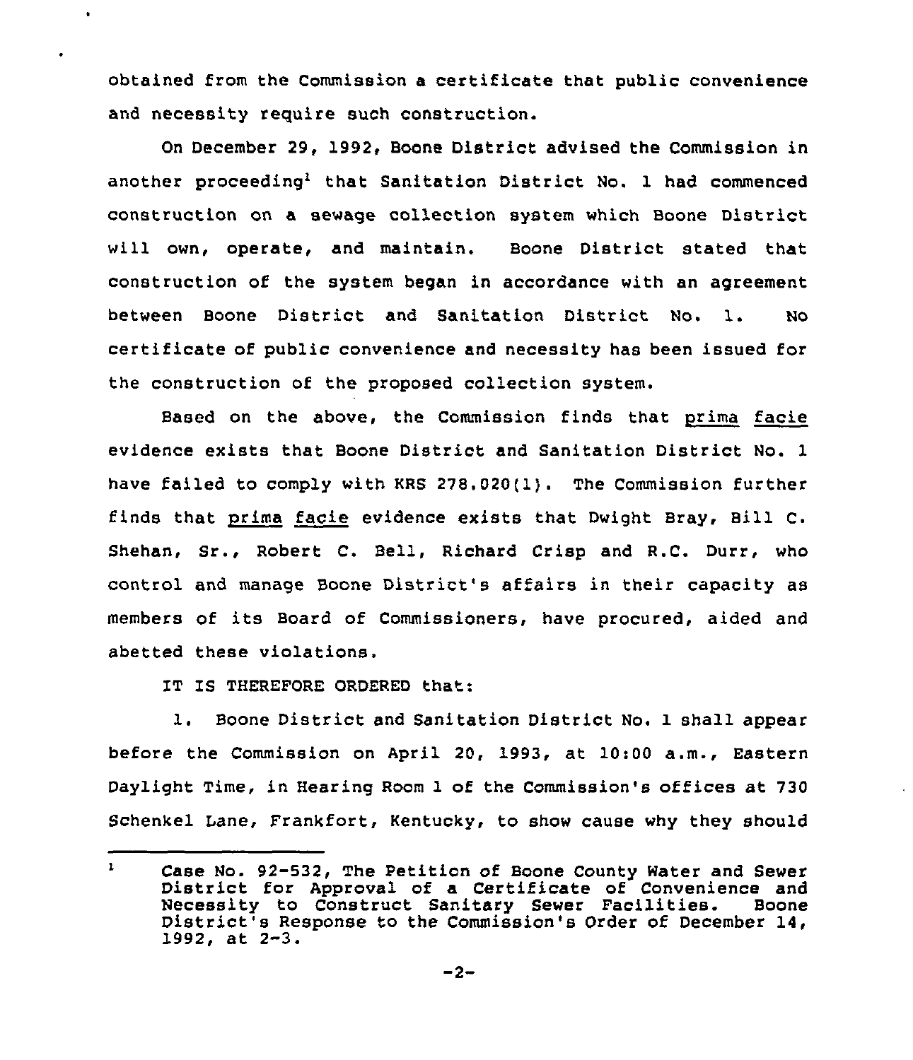obtained from the Commission a certificate that public convenience and necessity require such construction.

On December 29, 1992, Boone District advised the Commission in another proceeding[1] that Sanitation District No. 1 had commenced construction on a sewage collection system which Boone District will own, operate, and maintain. Boone District stated that construction of the system began in accordance with an agreement between Boone District and Sanitation District No. 1. No certificate of public convenience and necessity has been issued for the construction of the proposed collection system.

Based on the above, the Commission finds that prima facie evidence exists that Boone District and Sanitation District No. 1 have failed to comply with KRS 278.020(1). The Commission further finds that prima facie evidence exists that Dwight Bray, Bill C. Shehan, Sr., Robert C. Bell, Richard Crisp and R.C. Durr, who control and manage Boone District's affairs in their capacity as members of its Board of Commissioners, have procured, aided and abetted these violations.

IT IS THEREFORE ORDERED that:

1. Boone District and Sanitation District No. 1 shall appear before the Commission on April 20, 1993, at 10:00 a.m., Eastern Daylight Time, in Hearing Room 1 of the Commission's offices at 730 Schenkel Lane, Frankfort, Kentucky, to show cause why they should

[1] Case No. 92-532, The Petition of Boone County Water and Sewer District for Approval of a Certificate of Convenience and Necessity to Construct Sanitary Sewer Facilities. Boone District's Response to the Commission's Order of December 14, 1992, at 2-3.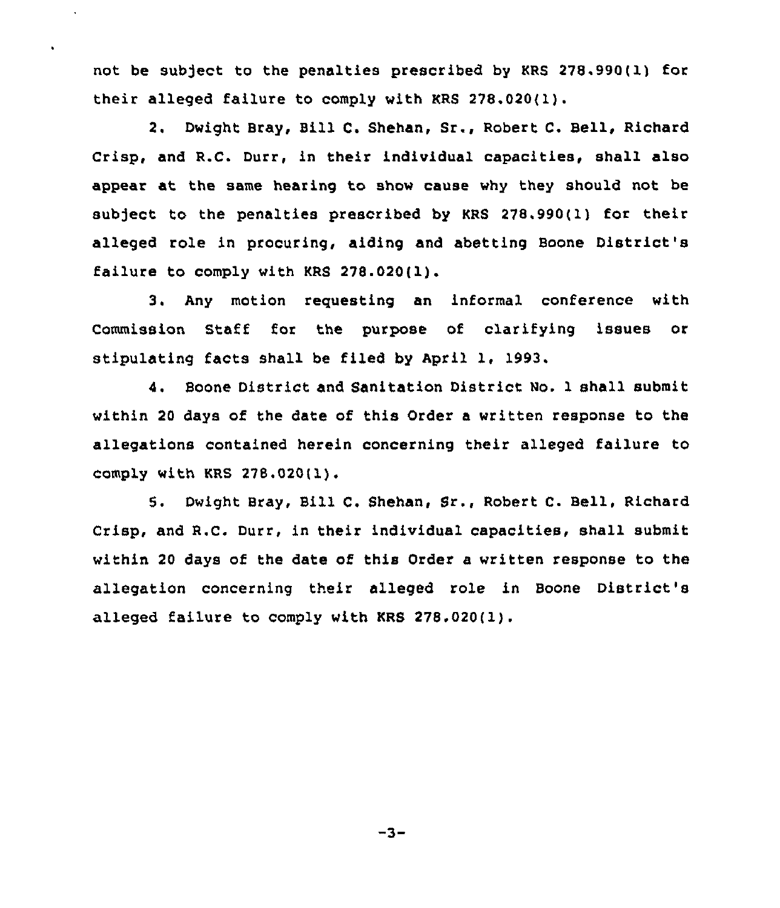not be subject to the penalties prescribed by KRS 278.990(1) for their alleged failure to comply with KRS 278.020(1).

2. Dwight Bray, Bill C. Shehan, Sr., Robert C. Bell, Richard Crisp, and R.C. Durr, in their individual capacities, shall also appear at the same hearing to show cause why they should not be subject to the penalties prescribed by KRS 278.990(1) for their alleged role in procuring, aiding and abetting Boone District's failure to comply with KRS 278.020(1).

3. Any motion requesting an informal conference with Commission Staff for the purpose of clarifying issues or stipulating facts shall be filed by April 1, 1993.

4. Boone District and Sanitation District No. 1 shall submit within 20 days of the date of this Order a written response to the allegations contained herein concerning their alleged failure to comply with KRS 278.020(1).

5. Dwight Bray, Bill C. Shehan, Sr., Robert C. Bell, Richard Crisp, and R.C. Durr, in their individual capacities, shall submit within 20 days of the date of this Order a written response to the allegation concerning their alleged role in Boone District's alleged failure to comply with KRS 278.020(1).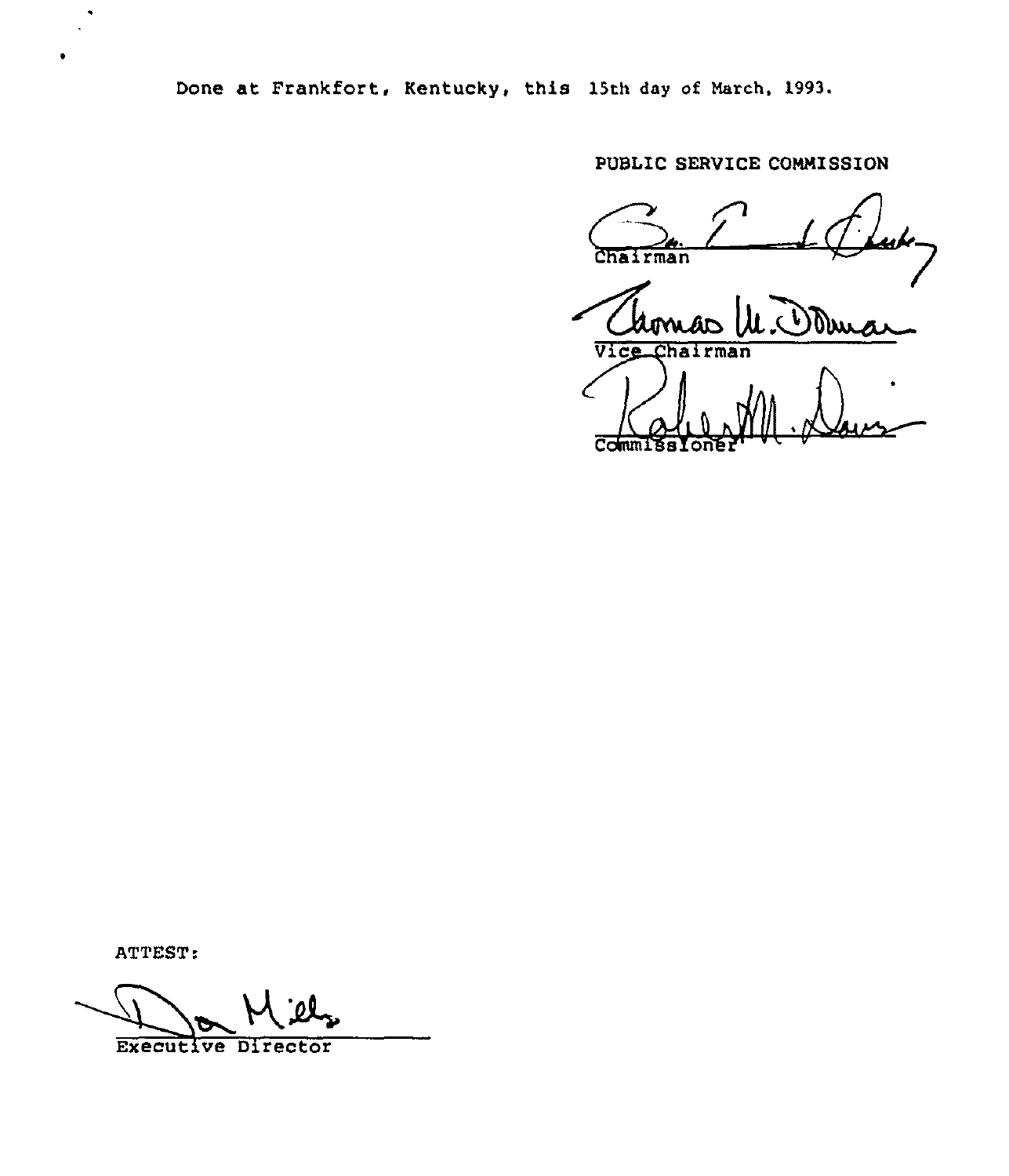Done at Frankfort, Kentucky, this 15th day of March, 1993.

PUBLIC SERVICE COMMISSION

Chairman

Vice Chairman

Commissioner

ATTEST:

Executive Director